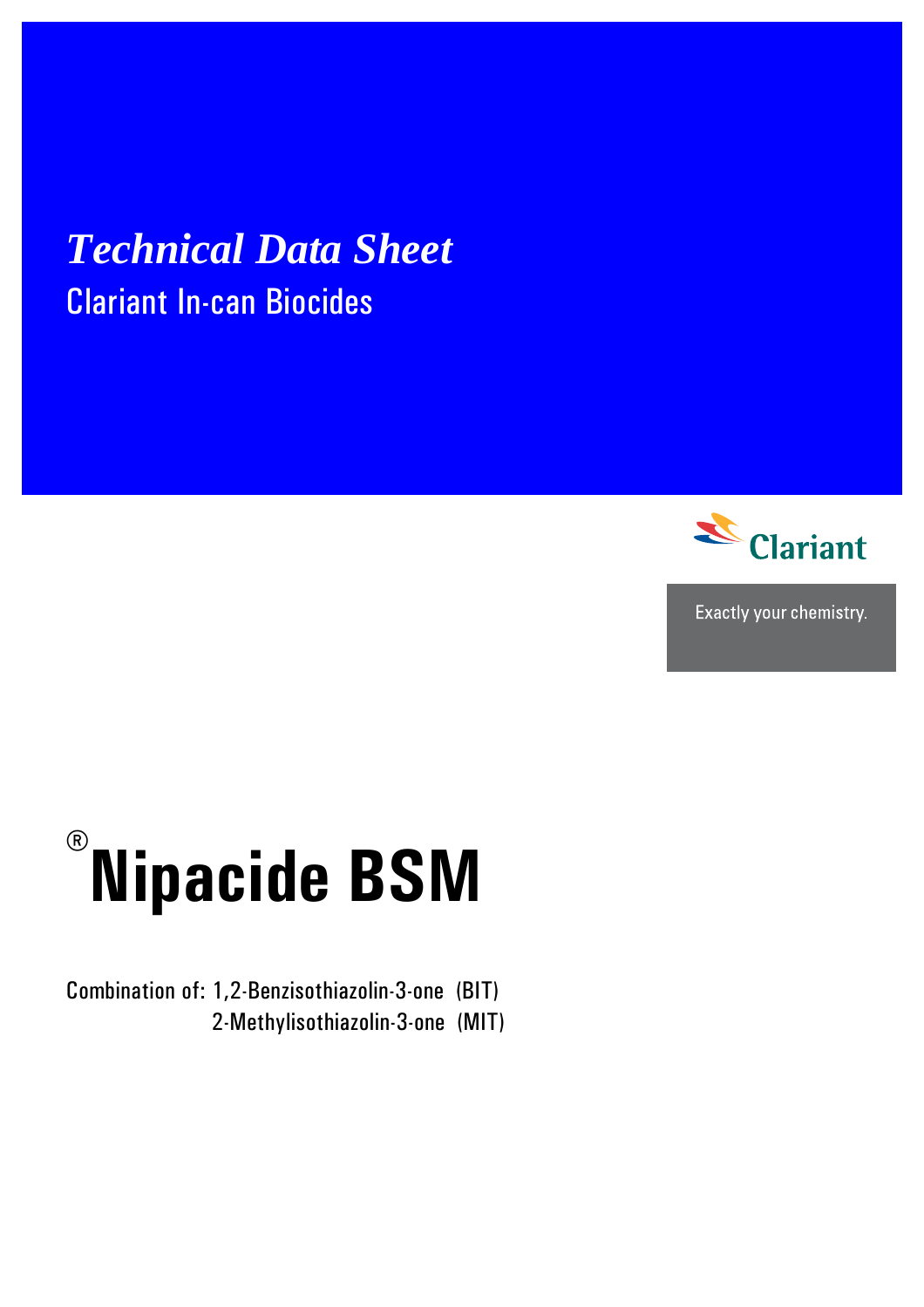# *Technical Data Sheet*

Clariant In-can Biocides

Clariant

Exactly your chemistry.

# ®Nipacide BSM

Combination of: 1,2-Benzisothiazolin-3-one (BIT)
2-Methylisothiazolin-3-one (MIT)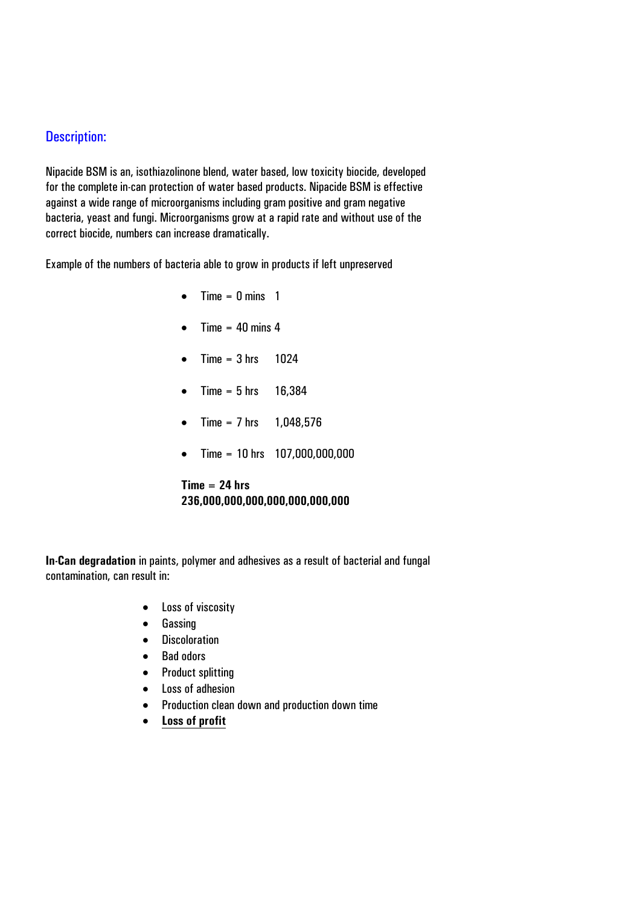## Description:

Nipacide BSM is an, isothiazolinone blend, water based, low toxicity biocide, developed for the complete in-can protection of water based products. Nipacide BSM is effective against a wide range of microorganisms including gram positive and gram negative bacteria, yeast and fungi. Microorganisms grow at a rapid rate and without use of the correct biocide, numbers can increase dramatically.

Example of the numbers of bacteria able to grow in products if left unpreserved

- Time = 0 mins 1
- Time = 40 mins 4
- Time = 3 hrs 1024
- Time = 5 hrs 16,384
- Time = 7 hrs 1,048,576
- Time = 10 hrs 107,000,000,000

**Time = 24 hrs**
**236,000,000,000,000,000,000,000**

**In-Can degradation** in paints, polymer and adhesives as a result of bacterial and fungal contamination, can result in:

- Loss of viscosity
- Gassing
- Discoloration
- Bad odors
- Product splitting
- Loss of adhesion
- Production clean down and production down time
- **Loss of profit**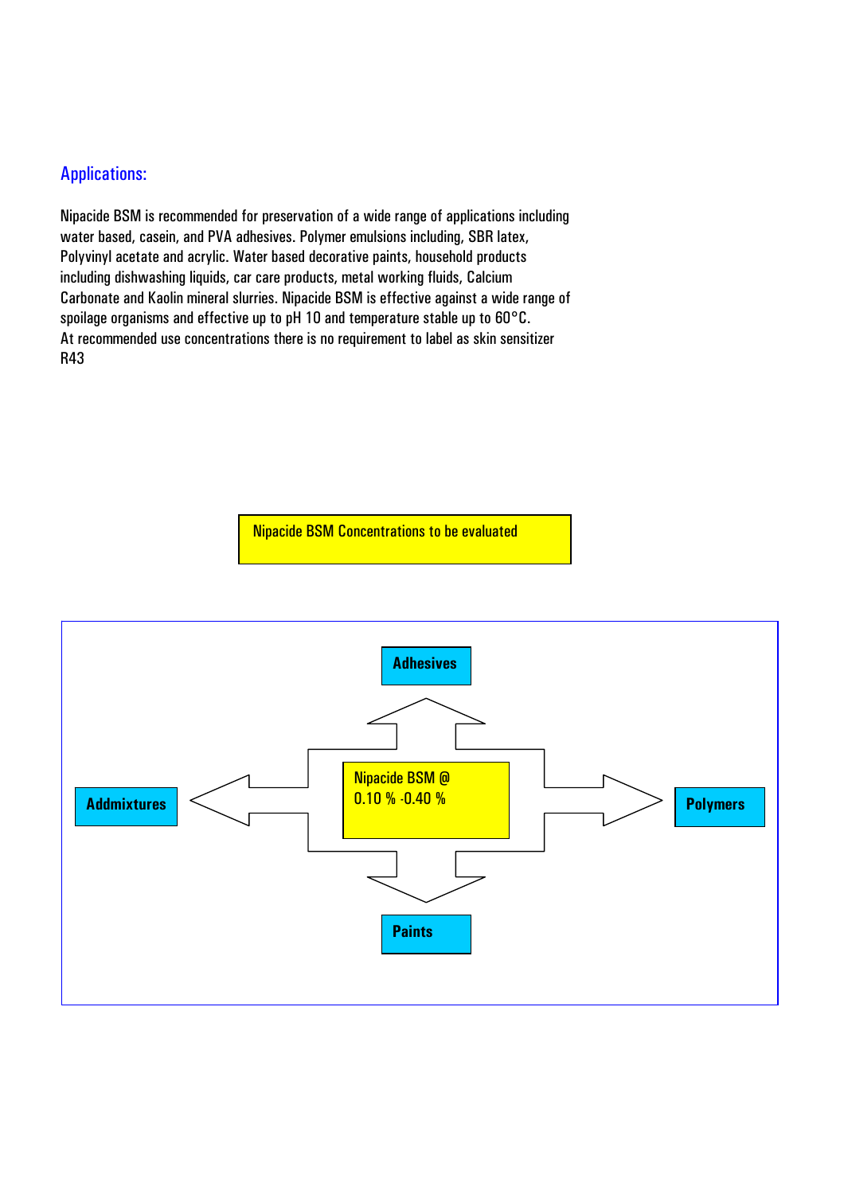## Applications:

Nipacide BSM is recommended for preservation of a wide range of applications including water based, casein, and PVA adhesives. Polymer emulsions including, SBR latex, Polyvinyl acetate and acrylic. Water based decorative paints, household products including dishwashing liquids, car care products, metal working fluids, Calcium Carbonate and Kaolin mineral slurries. Nipacide BSM is effective against a wide range of spoilage organisms and effective up to pH 10 and temperature stable up to 60°C. At recommended use concentrations there is no requirement to label as skin sensitizer R43

Nipacide BSM Concentrations to be evaluated

Nipacide BSM @ 0.10 % -0.40 %

**Adhesives**

**Addmixtures**

**Polymers**

**Paints**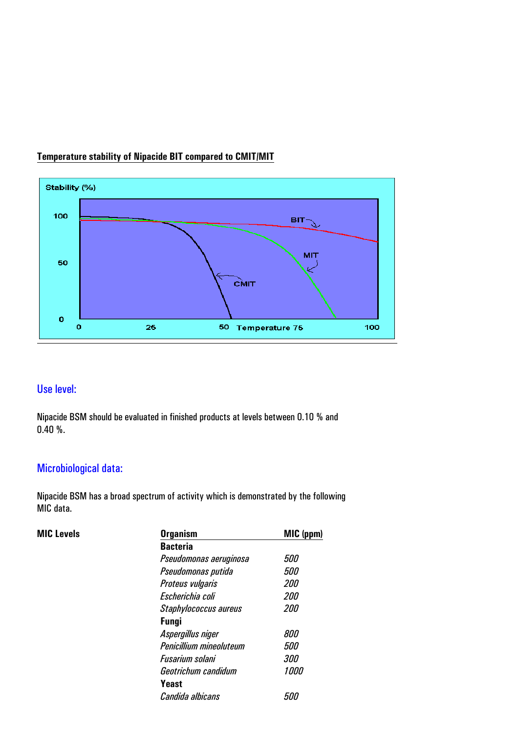**Temperature stability of Nipacide BIT compared to CMIT/MIT**

## Use level:

Nipacide BSM should be evaluated in finished products at levels between 0.10 % and 0.40 %.

## Microbiological data:

Nipacide BSM has a broad spectrum of activity which is demonstrated by the following MIC data.

**MIC Levels**

| Organism | MIC (ppm) |
|---|---|
| **Bacteria** | |
| *Pseudomonas aeruginosa* | *500* |
| *Pseudomonas putida* | *500* |
| *Proteus vulgaris* | *200* |
| *Escherichia coli* | *200* |
| *Staphylococcus aureus* | *200* |
| **Fungi** | |
| *Aspergillus niger* | *800* |
| *Penicillium mineoluteum* | *500* |
| *Fusarium solani* | *300* |
| *Geotrichum candidum* | *1000* |
| **Yeast** | |
| *Candida albicans* | *500* |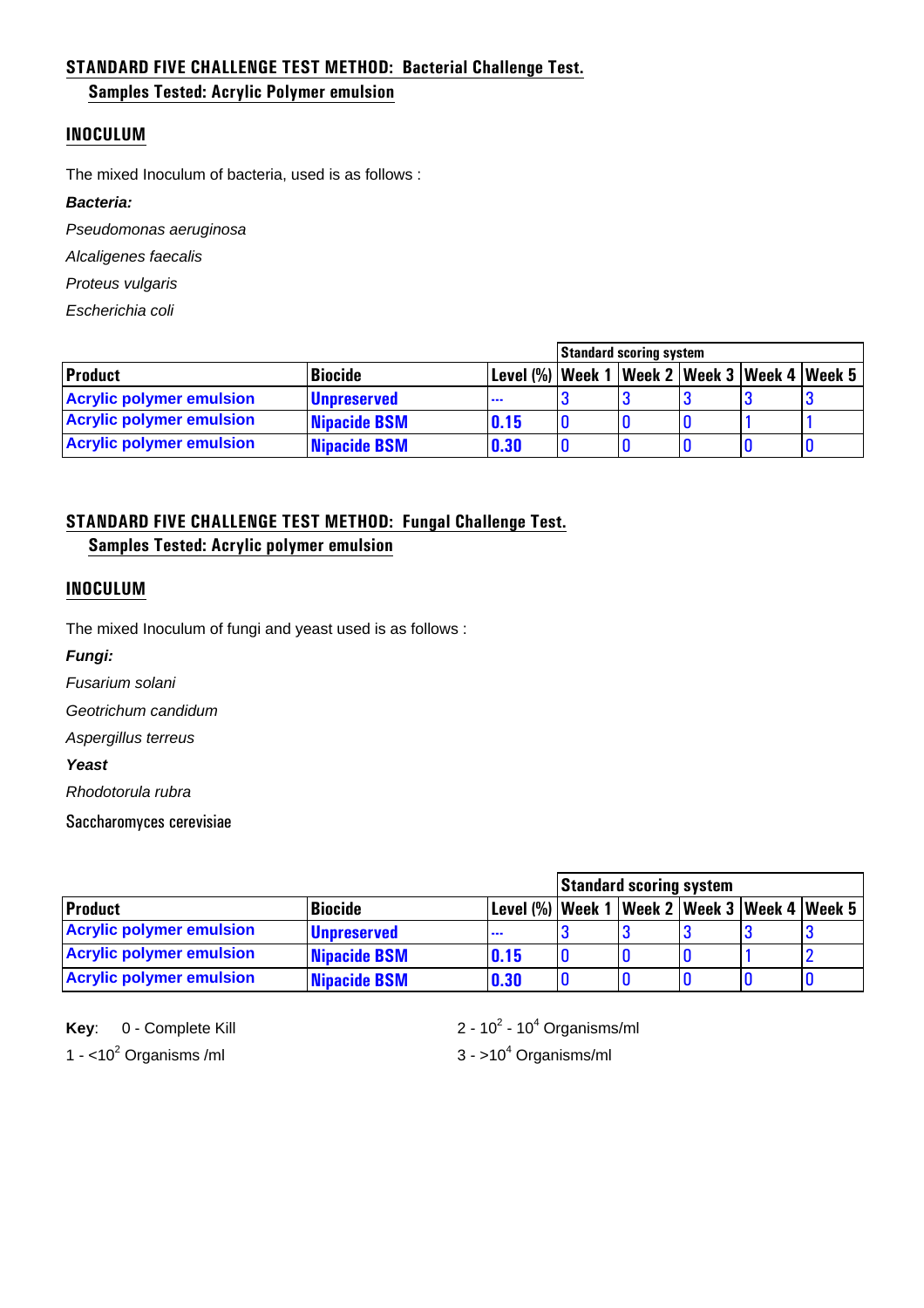## STANDARD FIVE CHALLENGE TEST METHOD: Bacterial Challenge Test.

### Samples Tested: Acrylic Polymer emulsion

### INOCULUM

The mixed Inoculum of bacteria, used is as follows :

***Bacteria:***

*Pseudomonas aeruginosa*

*Alcaligenes faecalis*

*Proteus vulgaris*

*Escherichia coli*

| | | | Standard scoring system | | | | |
|---|---|---|---|---|---|---|---|
| **Product** | **Biocide** | **Level (%)** | **Week 1** | **Week 2** | **Week 3** | **Week 4** | **Week 5** |
| **Acrylic polymer emulsion** | **Unpreserved** | --- | 3 | 3 | 3 | 3 | 3 |
| **Acrylic polymer emulsion** | **Nipacide BSM** | **0.15** | 0 | 0 | 0 | 1 | 1 |
| **Acrylic polymer emulsion** | **Nipacide BSM** | **0.30** | 0 | 0 | 0 | 0 | 0 |

## STANDARD FIVE CHALLENGE TEST METHOD: Fungal Challenge Test.

### Samples Tested: Acrylic polymer emulsion

### INOCULUM

The mixed Inoculum of fungi and yeast used is as follows :

***Fungi:***

*Fusarium solani*

*Geotrichum candidum*

*Aspergillus terreus*

***Yeast***

*Rhodotorula rubra*

Saccharomyces cerevisiae

| | | | Standard scoring system | | | | |
|---|---|---|---|---|---|---|---|
| **Product** | **Biocide** | **Level (%)** | **Week 1** | **Week 2** | **Week 3** | **Week 4** | **Week 5** |
| **Acrylic polymer emulsion** | **Unpreserved** | --- | 3 | 3 | 3 | 3 | 3 |
| **Acrylic polymer emulsion** | **Nipacide BSM** | **0.15** | 0 | 0 | 0 | 1 | 2 |
| **Acrylic polymer emulsion** | **Nipacide BSM** | **0.30** | 0 | 0 | 0 | 0 | 0 |

**Key**: 0 - Complete Kill

1 - $<10^2$ Organisms /ml

2 - $10^2$ - $10^4$ Organisms/ml

3 - $>10^4$ Organisms/ml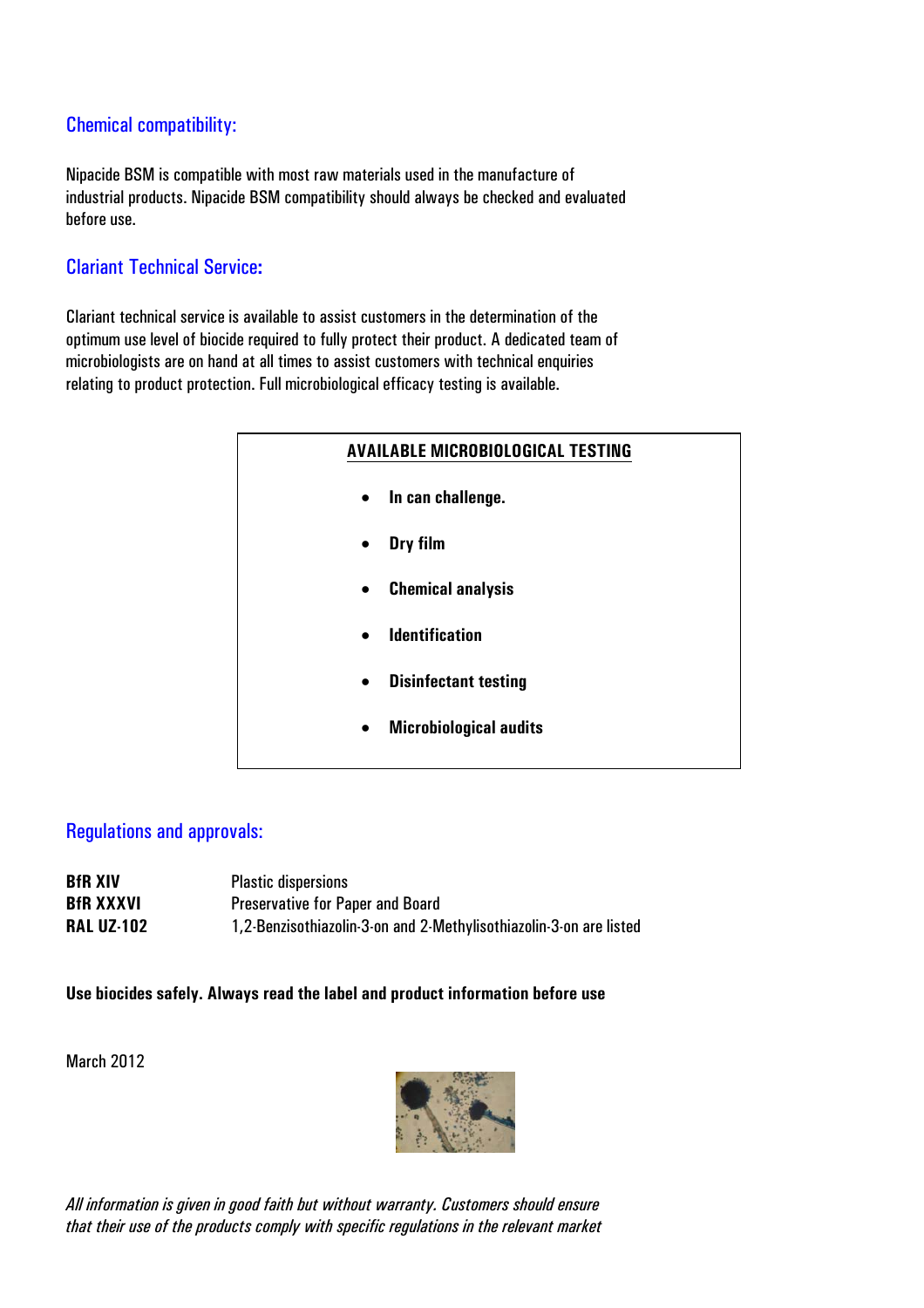## Chemical compatibility:

Nipacide BSM is compatible with most raw materials used in the manufacture of industrial products. Nipacide BSM compatibility should always be checked and evaluated before use.

## Clariant Technical Service:

Clariant technical service is available to assist customers in the determination of the optimum use level of biocide required to fully protect their product. A dedicated team of microbiologists are on hand at all times to assist customers with technical enquiries relating to product protection. Full microbiological efficacy testing is available.

**AVAILABLE MICROBIOLOGICAL TESTING**

- **In can challenge.**
- **Dry film**
- **Chemical analysis**
- **Identification**
- **Disinfectant testing**
- **Microbiological audits**

## Regulations and approvals:

| | |
|---|---|
| **BfR XIV** | Plastic dispersions |
| **BfR XXXVI** | Preservative for Paper and Board |
| **RAL UZ-102** | 1,2-Benzisothiazolin-3-on and 2-Methylisothiazolin-3-on are listed |

**Use biocides safely. Always read the label and product information before use**

March 2012

*All information is given in good faith but without warranty. Customers should ensure that their use of the products comply with specific regulations in the relevant market*